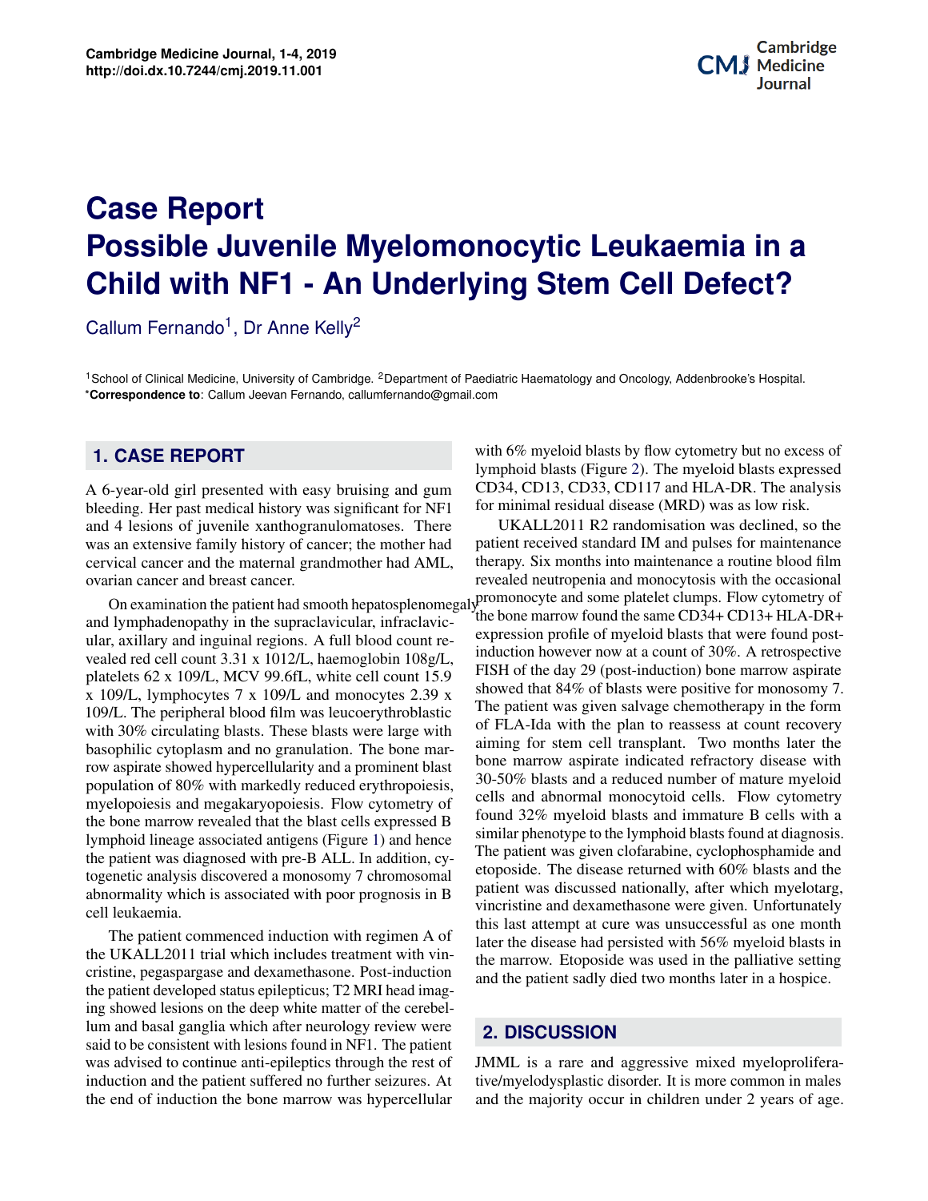# Case Report
# Possible Juvenile Myelomonocytic Leukaemia in a Child with NF1 - An Underlying Stem Cell Defect?

Callum Fernando[1], Dr Anne Kelly[2]

[1]School of Clinical Medicine, University of Cambridge. [2]Department of Paediatric Haematology and Oncology, Addenbrooke's Hospital.
***Correspondence to**: Callum Jeevan Fernando, callumfernando@gmail.com

## 1. CASE REPORT

A 6-year-old girl presented with easy bruising and gum bleeding. Her past medical history was significant for NF1 and 4 lesions of juvenile xanthogranulomatoses. There was an extensive family history of cancer; the mother had cervical cancer and the maternal grandmother had AML, ovarian cancer and breast cancer.

On examination the patient had smooth hepatosplenomegaly and lymphadenopathy in the supraclavicular, infraclavicular, axillary and inguinal regions. A full blood count revealed red cell count 3.31 x 1012/L, haemoglobin 108g/L, platelets 62 x 109/L, MCV 99.6fL, white cell count 15.9 x 109/L, lymphocytes 7 x 109/L and monocytes 2.39 x 109/L. The peripheral blood film was leucoerythroblastic with 30% circulating blasts. These blasts were large with basophilic cytoplasm and no granulation. The bone marrow aspirate showed hypercellularity and a prominent blast population of 80% with markedly reduced erythropoiesis, myelopoiesis and megakaryopoiesis. Flow cytometry of the bone marrow revealed that the blast cells expressed B lymphoid lineage associated antigens (Figure 1) and hence the patient was diagnosed with pre-B ALL. In addition, cytogenetic analysis discovered a monosomy 7 chromosomal abnormality which is associated with poor prognosis in B cell leukaemia.

The patient commenced induction with regimen A of the UKALL2011 trial which includes treatment with vincristine, pegaspargase and dexamethasone. Post-induction the patient developed status epilepticus; T2 MRI head imaging showed lesions on the deep white matter of the cerebellum and basal ganglia which after neurology review were said to be consistent with lesions found in NF1. The patient was advised to continue anti-epileptics through the rest of induction and the patient suffered no further seizures. At the end of induction the bone marrow was hypercellular with 6% myeloid blasts by flow cytometry but no excess of lymphoid blasts (Figure 2). The myeloid blasts expressed CD34, CD13, CD33, CD117 and HLA-DR. The analysis for minimal residual disease (MRD) was as low risk.

UKALL2011 R2 randomisation was declined, so the patient received standard IM and pulses for maintenance therapy. Six months into maintenance a routine blood film revealed neutropenia and monocytosis with the occasional promonocyte and some platelet clumps. Flow cytometry of the bone marrow found the same CD34+ CD13+ HLA-DR+ expression profile of myeloid blasts that were found post-induction however now at a count of 30%. A retrospective FISH of the day 29 (post-induction) bone marrow aspirate showed that 84% of blasts were positive for monosomy 7. The patient was given salvage chemotherapy in the form of FLA-Ida with the plan to reassess at count recovery aiming for stem cell transplant. Two months later the bone marrow aspirate indicated refractory disease with 30-50% blasts and a reduced number of mature myeloid cells and abnormal monocytoid cells. Flow cytometry found 32% myeloid blasts and immature B cells with a similar phenotype to the lymphoid blasts found at diagnosis. The patient was given clofarabine, cyclophosphamide and etoposide. The disease returned with 60% blasts and the patient was discussed nationally, after which myelotarg, vincristine and dexamethasone were given. Unfortunately this last attempt at cure was unsuccessful as one month later the disease had persisted with 56% myeloid blasts in the marrow. Etoposide was used in the palliative setting and the patient sadly died two months later in a hospice.

## 2. DISCUSSION

JMML is a rare and aggressive mixed myeloproliferative/myelodysplastic disorder. It is more common in males and the majority occur in children under 2 years of age.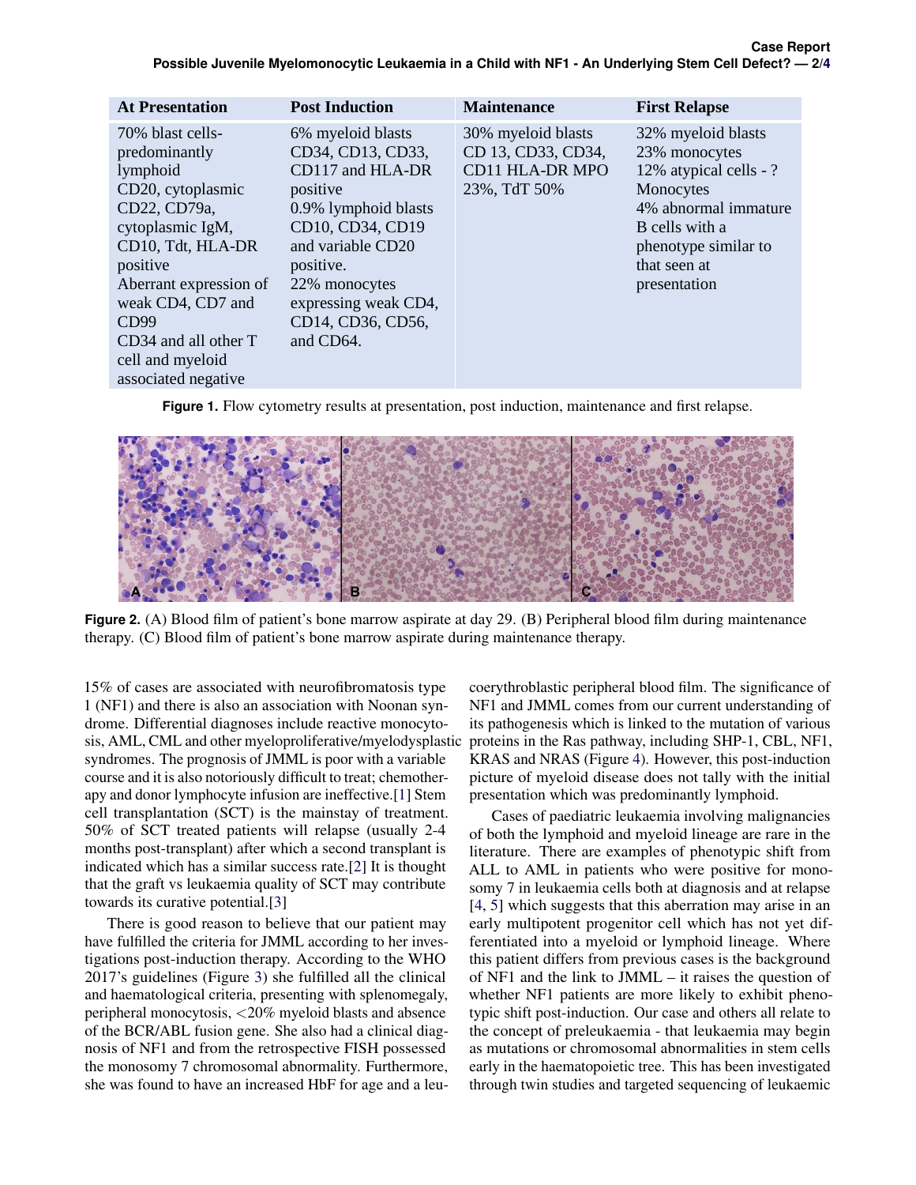| At Presentation | Post Induction | Maintenance | First Relapse |
|---|---|---|---|
| 70% blast cells-predominantly lymphoid CD20, cytoplasmic CD22, CD79a, cytoplasmic IgM, CD10, Tdt, HLA-DR positive Aberrant expression of weak CD4, CD7 and CD99 CD34 and all other T cell and myeloid associated negative | 6% myeloid blasts CD34, CD13, CD33, CD117 and HLA-DR positive 0.9% lymphoid blasts CD10, CD34, CD19 and variable CD20 positive. 22% monocytes expressing weak CD4, CD14, CD36, CD56, and CD64. | 30% myeloid blasts CD 13, CD33, CD34, CD11 HLA-DR MPO 23%, TdT 50% | 32% myeloid blasts 23% monocytes 12% atypical cells - ? Monocytes 4% abnormal immature B cells with a phenotype similar to that seen at presentation |

**Figure 1.** Flow cytometry results at presentation, post induction, maintenance and first relapse.

**Figure 2.** (A) Blood film of patient's bone marrow aspirate at day 29. (B) Peripheral blood film during maintenance therapy. (C) Blood film of patient's bone marrow aspirate during maintenance therapy.

15% of cases are associated with neurofibromatosis type 1 (NF1) and there is also an association with Noonan syndrome. Differential diagnoses include reactive monocytosis, AML, CML and other myeloproliferative/myelodysplastic syndromes. The prognosis of JMML is poor with a variable course and it is also notoriously difficult to treat; chemotherapy and donor lymphocyte infusion are ineffective.[1] Stem cell transplantation (SCT) is the mainstay of treatment. 50% of SCT treated patients will relapse (usually 2-4 months post-transplant) after which a second transplant is indicated which has a similar success rate.[2] It is thought that the graft vs leukaemia quality of SCT may contribute towards its curative potential.[3]

There is good reason to believe that our patient may have fulfilled the criteria for JMML according to her investigations post-induction therapy. According to the WHO 2017's guidelines (Figure 3) she fulfilled all the clinical and haematological criteria, presenting with splenomegaly, peripheral monocytosis, $<$20% myeloid blasts and absence of the BCR/ABL fusion gene. She also had a clinical diagnosis of NF1 and from the retrospective FISH possessed the monosomy 7 chromosomal abnormality. Furthermore, she was found to have an increased HbF for age and a leucoerythroblastic peripheral blood film. The significance of NF1 and JMML comes from our current understanding of its pathogenesis which is linked to the mutation of various proteins in the Ras pathway, including SHP-1, CBL, NF1, KRAS and NRAS (Figure 4). However, this post-induction picture of myeloid disease does not tally with the initial presentation which was predominantly lymphoid.

Cases of paediatric leukaemia involving malignancies of both the lymphoid and myeloid lineage are rare in the literature. There are examples of phenotypic shift from ALL to AML in patients who were positive for monosomy 7 in leukaemia cells both at diagnosis and at relapse [4, 5] which suggests that this aberration may arise in an early multipotent progenitor cell which has not yet differentiated into a myeloid or lymphoid lineage. Where this patient differs from previous cases is the background of NF1 and the link to JMML – it raises the question of whether NF1 patients are more likely to exhibit phenotypic shift post-induction. Our case and others all relate to the concept of preleukaemia - that leukaemia may begin as mutations or chromosomal abnormalities in stem cells early in the haematopoietic tree. This has been investigated through twin studies and targeted sequencing of leukaemic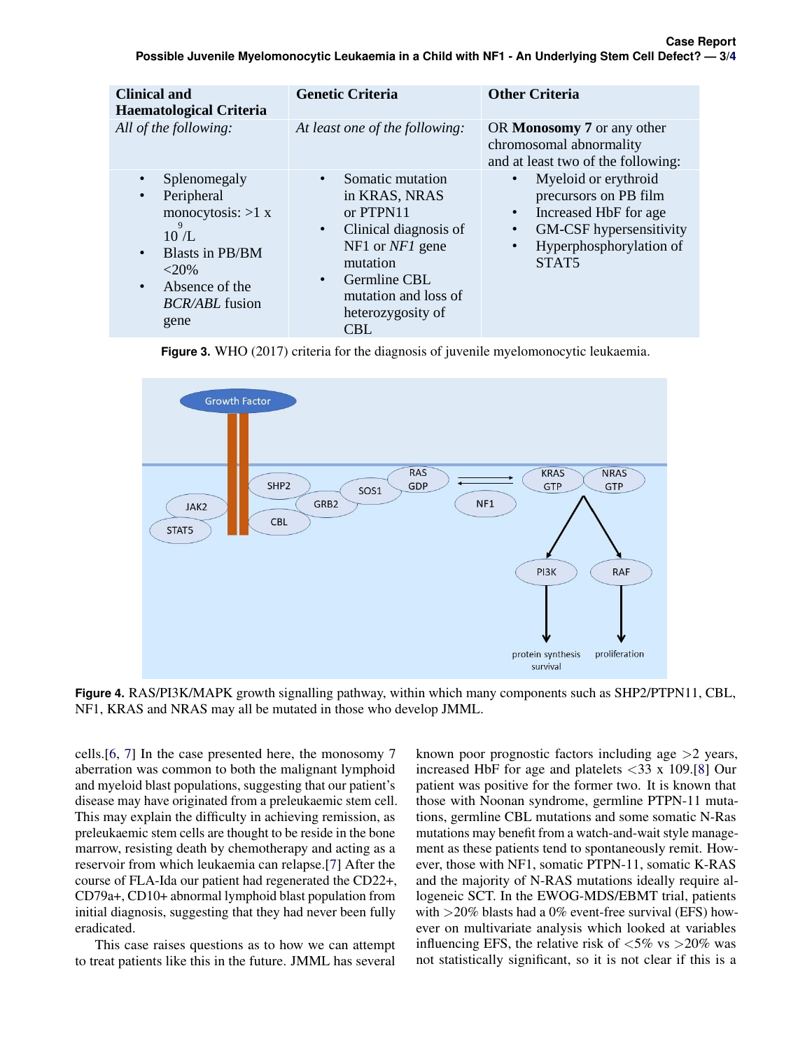| Clinical and Haematological Criteria | Genetic Criteria | Other Criteria |
|---|---|---|
| *All of the following:* | *At least one of the following:* | OR **Monosomy 7** or any other chromosomal abnormality and at least two of the following: |
| • Splenomegaly<br>• Peripheral monocytosis: >1 x $10^9$/L<br>• Blasts in PB/BM <20%<br>• Absence of the *BCR/ABL* fusion gene | • Somatic mutation in KRAS, NRAS or PTPN11<br>• Clinical diagnosis of NF1 or *NF1* gene mutation<br>• Germline CBL mutation and loss of heterozygosity of CBL | • Myeloid or erythroid precursors on PB film<br>• Increased HbF for age<br>• GM-CSF hypersensitivity<br>• Hyperphosphorylation of STAT5 |

**Figure 3.** WHO (2017) criteria for the diagnosis of juvenile myelomonocytic leukaemia.

**Figure 4.** RAS/PI3K/MAPK growth signalling pathway, within which many components such as SHP2/PTPN11, CBL, NF1, KRAS and NRAS may all be mutated in those who develop JMML.

cells.[6, 7] In the case presented here, the monosomy 7 aberration was common to both the malignant lymphoid and myeloid blast populations, suggesting that our patient's disease may have originated from a preleukaemic stem cell. This may explain the difficulty in achieving remission, as preleukaemic stem cells are thought to be reside in the bone marrow, resisting death by chemotherapy and acting as a reservoir from which leukaemia can relapse.[7] After the course of FLA-Ida our patient had regenerated the CD22+, CD79a+, CD10+ abnormal lymphoid blast population from initial diagnosis, suggesting that they had never been fully eradicated.

This case raises questions as to how we can attempt to treat patients like this in the future. JMML has several known poor prognostic factors including age >2 years, increased HbF for age and platelets <33 x 109.[8] Our patient was positive for the former two. It is known that those with Noonan syndrome, germline PTPN-11 mutations, germline CBL mutations and some somatic N-Ras mutations may benefit from a watch-and-wait style management as these patients tend to spontaneously remit. However, those with NF1, somatic PTPN-11, somatic K-RAS and the majority of N-RAS mutations ideally require allogeneic SCT. In the EWOG-MDS/EBMT trial, patients with >20% blasts had a 0% event-free survival (EFS) however on multivariate analysis which looked at variables influencing EFS, the relative risk of <5% vs >20% was not statistically significant, so it is not clear if this is a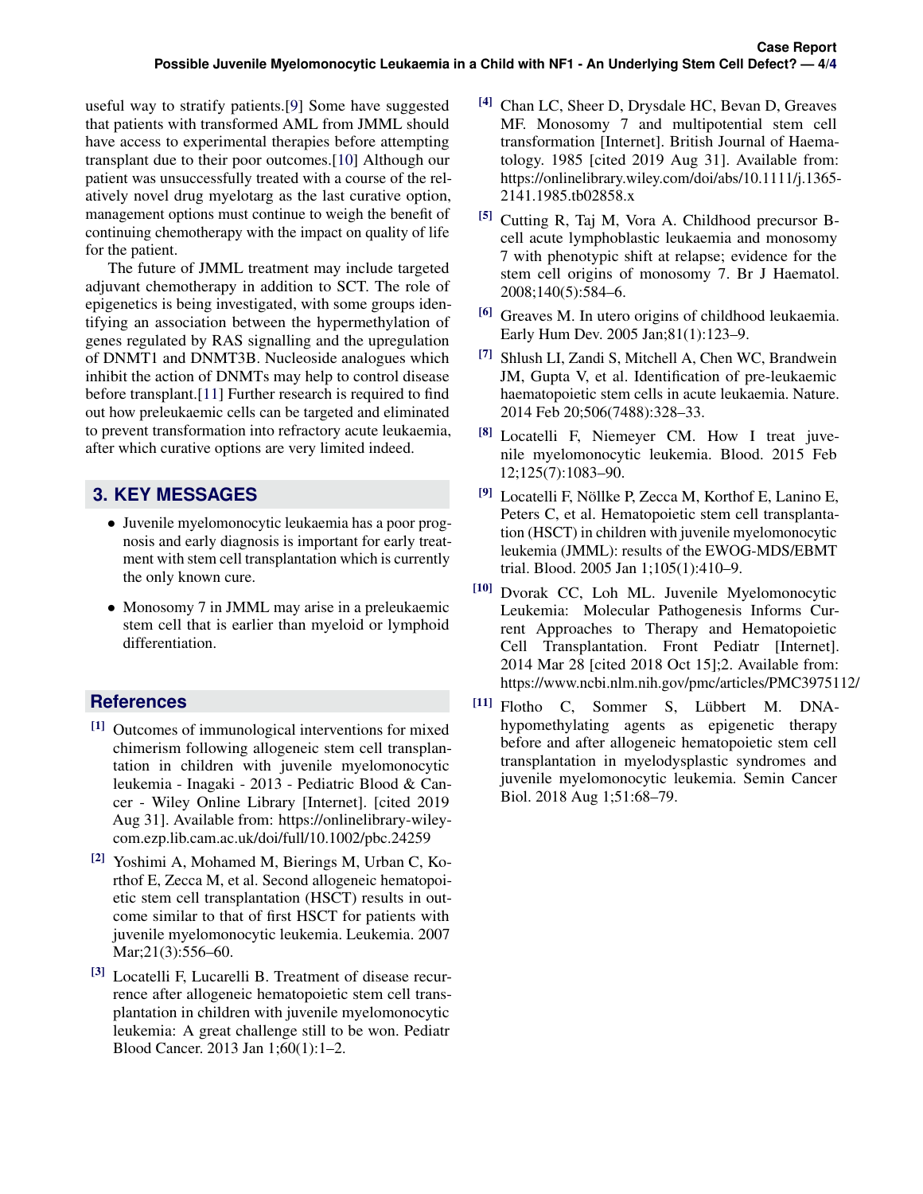useful way to stratify patients.[9] Some have suggested that patients with transformed AML from JMML should have access to experimental therapies before attempting transplant due to their poor outcomes.[10] Although our patient was unsuccessfully treated with a course of the relatively novel drug myelotarg as the last curative option, management options must continue to weigh the benefit of continuing chemotherapy with the impact on quality of life for the patient.

The future of JMML treatment may include targeted adjuvant chemotherapy in addition to SCT. The role of epigenetics is being investigated, with some groups identifying an association between the hypermethylation of genes regulated by RAS signalling and the upregulation of DNMT1 and DNMT3B. Nucleoside analogues which inhibit the action of DNMTs may help to control disease before transplant.[11] Further research is required to find out how preleukaemic cells can be targeted and eliminated to prevent transformation into refractory acute leukaemia, after which curative options are very limited indeed.

## 3. KEY MESSAGES

- Juvenile myelomonocytic leukaemia has a poor prognosis and early diagnosis is important for early treatment with stem cell transplantation which is currently the only known cure.
- Monosomy 7 in JMML may arise in a preleukaemic stem cell that is earlier than myeloid or lymphoid differentiation.

## References

[1] Outcomes of immunological interventions for mixed chimerism following allogeneic stem cell transplantation in children with juvenile myelomonocytic leukemia - Inagaki - 2013 - Pediatric Blood & Cancer - Wiley Online Library [Internet]. [cited 2019 Aug 31]. Available from: https://onlinelibrary-wiley-com.ezp.lib.cam.ac.uk/doi/full/10.1002/pbc.24259

[2] Yoshimi A, Mohamed M, Bierings M, Urban C, Korthof E, Zecca M, et al. Second allogeneic hematopoietic stem cell transplantation (HSCT) results in outcome similar to that of first HSCT for patients with juvenile myelomonocytic leukemia. Leukemia. 2007 Mar;21(3):556–60.

[3] Locatelli F, Lucarelli B. Treatment of disease recurrence after allogeneic hematopoietic stem cell transplantation in children with juvenile myelomonocytic leukemia: A great challenge still to be won. Pediatr Blood Cancer. 2013 Jan 1;60(1):1–2.

[4] Chan LC, Sheer D, Drysdale HC, Bevan D, Greaves MF. Monosomy 7 and multipotential stem cell transformation [Internet]. British Journal of Haematology. 1985 [cited 2019 Aug 31]. Available from: https://onlinelibrary.wiley.com/doi/abs/10.1111/j.1365-2141.1985.tb02858.x

[5] Cutting R, Taj M, Vora A. Childhood precursor B-cell acute lymphoblastic leukaemia and monosomy 7 with phenotypic shift at relapse; evidence for the stem cell origins of monosomy 7. Br J Haematol. 2008;140(5):584–6.

[6] Greaves M. In utero origins of childhood leukaemia. Early Hum Dev. 2005 Jan;81(1):123–9.

[7] Shlush LI, Zandi S, Mitchell A, Chen WC, Brandwein JM, Gupta V, et al. Identification of pre-leukaemic haematopoietic stem cells in acute leukaemia. Nature. 2014 Feb 20;506(7488):328–33.

[8] Locatelli F, Niemeyer CM. How I treat juvenile myelomonocytic leukemia. Blood. 2015 Feb 12;125(7):1083–90.

[9] Locatelli F, Nöllke P, Zecca M, Korthof E, Lanino E, Peters C, et al. Hematopoietic stem cell transplantation (HSCT) in children with juvenile myelomonocytic leukemia (JMML): results of the EWOG-MDS/EBMT trial. Blood. 2005 Jan 1;105(1):410–9.

[10] Dvorak CC, Loh ML. Juvenile Myelomonocytic Leukemia: Molecular Pathogenesis Informs Current Approaches to Therapy and Hematopoietic Cell Transplantation. Front Pediatr [Internet]. 2014 Mar 28 [cited 2018 Oct 15];2. Available from: https://www.ncbi.nlm.nih.gov/pmc/articles/PMC3975112/

[11] Flotho C, Sommer S, Lübbert M. DNA-hypomethylating agents as epigenetic therapy before and after allogeneic hematopoietic stem cell transplantation in myelodysplastic syndromes and juvenile myelomonocytic leukemia. Semin Cancer Biol. 2018 Aug 1;51:68–79.